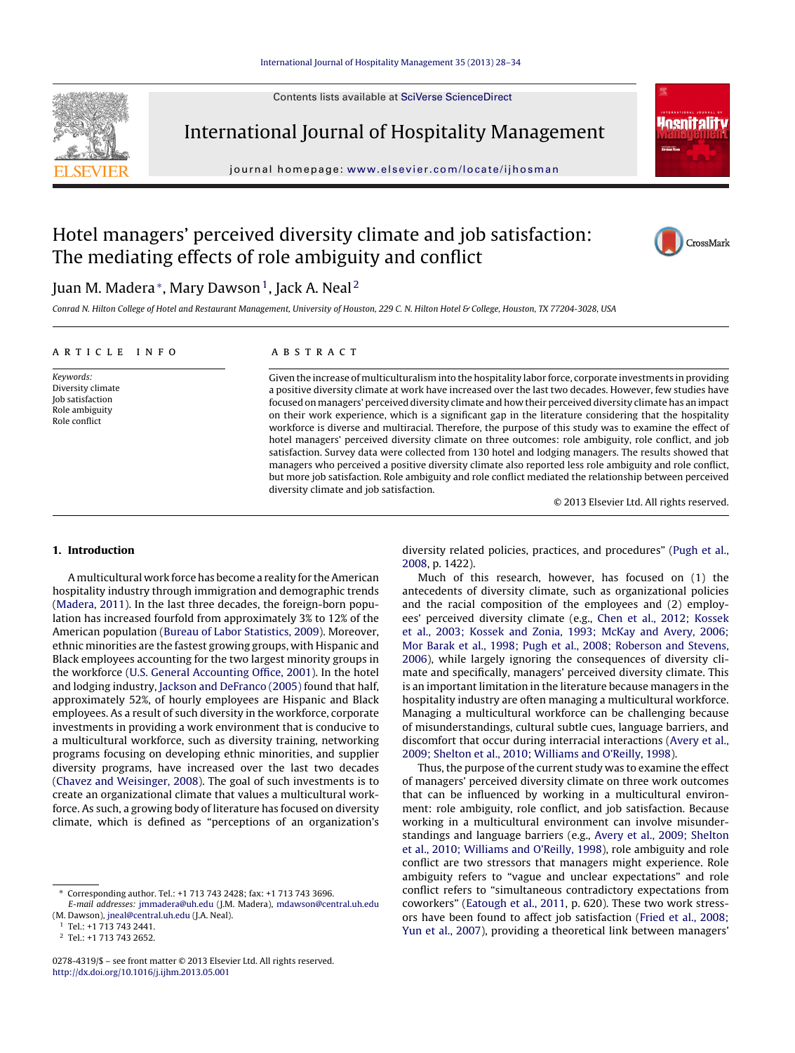# Hotel managers' perceived diversity climate and job satisfaction: The mediating effects of role ambiguity and conflict

Juan M. Madera*, Mary Dawson[1], Jack A. Neal[2]

Conrad N. Hilton College of Hotel and Restaurant Management, University of Houston, 229 C. N. Hilton Hotel & College, Houston, TX 77204-3028, USA

## ARTICLE INFO

*Keywords:*
Diversity climate
Job satisfaction
Role ambiguity
Role conflict

## ABSTRACT

Given the increase of multiculturalism into the hospitality labor force, corporate investments in providing a positive diversity climate at work have increased over the last two decades. However, few studies have focused on managers' perceived diversity climate and how their perceived diversity climate has an impact on their work experience, which is a significant gap in the literature considering that the hospitality workforce is diverse and multiracial. Therefore, the purpose of this study was to examine the effect of hotel managers' perceived diversity climate on three outcomes: role ambiguity, role conflict, and job satisfaction. Survey data were collected from 130 hotel and lodging managers. The results showed that managers who perceived a positive diversity climate also reported less role ambiguity and role conflict, but more job satisfaction. Role ambiguity and role conflict mediated the relationship between perceived diversity climate and job satisfaction.

© 2013 Elsevier Ltd. All rights reserved.

## 1. Introduction

A multicultural work force has become a reality for the American hospitality industry through immigration and demographic trends (Madera, 2011). In the last three decades, the foreign-born population has increased fourfold from approximately 3% to 12% of the American population (Bureau of Labor Statistics, 2009). Moreover, ethnic minorities are the fastest growing groups, with Hispanic and Black employees accounting for the two largest minority groups in the workforce (U.S. General Accounting Office, 2001). In the hotel and lodging industry, Jackson and DeFranco (2005) found that half, approximately 52%, of hourly employees are Hispanic and Black employees. As a result of such diversity in the workforce, corporate investments in providing a work environment that is conducive to a multicultural workforce, such as diversity training, networking programs focusing on developing ethnic minorities, and supplier diversity programs, have increased over the last two decades (Chavez and Weisinger, 2008). The goal of such investments is to create an organizational climate that values a multicultural workforce. As such, a growing body of literature has focused on diversity climate, which is defined as "perceptions of an organization's diversity related policies, practices, and procedures" (Pugh et al., 2008, p. 1422).

Much of this research, however, has focused on (1) the antecedents of diversity climate, such as organizational policies and the racial composition of the employees and (2) employees' perceived diversity climate (e.g., Chen et al., 2012; Kossek et al., 2003; Kossek and Zonia, 1993; McKay and Avery, 2006; Mor Barak et al., 1998; Pugh et al., 2008; Roberson and Stevens, 2006), while largely ignoring the consequences of diversity climate and specifically, managers' perceived diversity climate. This is an important limitation in the literature because managers in the hospitality industry are often managing a multicultural workforce. Managing a multicultural workforce can be challenging because of misunderstandings, cultural subtle cues, language barriers, and discomfort that occur during interracial interactions (Avery et al., 2009; Shelton et al., 2010; Williams and O'Reilly, 1998).

Thus, the purpose of the current study was to examine the effect of managers' perceived diversity climate on three work outcomes that can be influenced by working in a multicultural environment: role ambiguity, role conflict, and job satisfaction. Because working in a multicultural environment can involve misunderstandings and language barriers (e.g., Avery et al., 2009; Shelton et al., 2010; Williams and O'Reilly, 1998), role ambiguity and role conflict are two stressors that managers might experience. Role ambiguity refers to "vague and unclear expectations" and role conflict refers to "simultaneous contradictory expectations from coworkers" (Eatough et al., 2011, p. 620). These two work stressors have been found to affect job satisfaction (Fried et al., 2008; Yun et al., 2007), providing a theoretical link between managers'

\* Corresponding author. Tel.: +1 713 743 2428; fax: +1 713 743 3696.
*E-mail addresses:* jmmadera@uh.edu (J.M. Madera), mdawson@central.uh.edu (M. Dawson), jneal@central.uh.edu (J.A. Neal).

[1] Tel.: +1 713 743 2441.

[2] Tel.: +1 713 743 2652.

0278-4319/$ – see front matter © 2013 Elsevier Ltd. All rights reserved.
http://dx.doi.org/10.1016/j.ijhm.2013.05.001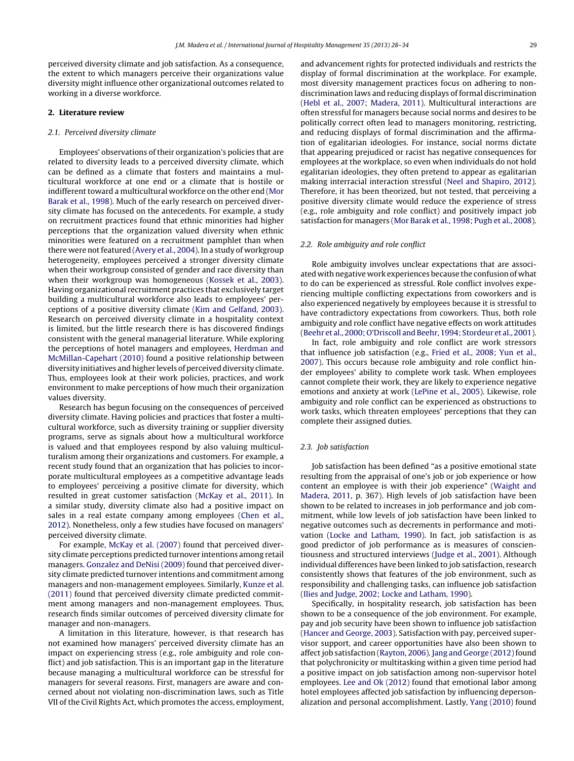perceived diversity climate and job satisfaction. As a consequence, the extent to which managers perceive their organizations value diversity might influence other organizational outcomes related to working in a diverse workforce.

## 2. Literature review

### 2.1. Perceived diversity climate

Employees' observations of their organization's policies that are related to diversity leads to a perceived diversity climate, which can be defined as a climate that fosters and maintains a multicultural workforce at one end or a climate that is hostile or indifferent toward a multicultural workforce on the other end (Mor Barak et al., 1998). Much of the early research on perceived diversity climate has focused on the antecedents. For example, a study on recruitment practices found that ethnic minorities had higher perceptions that the organization valued diversity when ethnic minorities were featured on a recruitment pamphlet than when there were not featured (Avery et al., 2004). In a study of workgroup heterogeneity, employees perceived a stronger diversity climate when their workgroup consisted of gender and race diversity than when their workgroup was homogeneous (Kossek et al., 2003). Having organizational recruitment practices that exclusively target building a multicultural workforce also leads to employees' perceptions of a positive diversity climate (Kim and Gelfand, 2003). Research on perceived diversity climate in a hospitality context is limited, but the little research there is has discovered findings consistent with the general managerial literature. While exploring the perceptions of hotel managers and employees, Herdman and McMillan-Capehart (2010) found a positive relationship between diversity initiatives and higher levels of perceived diversity climate. Thus, employees look at their work policies, practices, and work environment to make perceptions of how much their organization values diversity.

Research has begun focusing on the consequences of perceived diversity climate. Having policies and practices that foster a multicultural workforce, such as diversity training or supplier diversity programs, serve as signals about how a multicultural workforce is valued and that employees respond by also valuing multiculturalism among their organizations and customers. For example, a recent study found that an organization that has policies to incorporate multicultural employees as a competitive advantage leads to employees' perceiving a positive climate for diversity, which resulted in great customer satisfaction (McKay et al., 2011). In a similar study, diversity climate also had a positive impact on sales in a real estate company among employees (Chen et al., 2012). Nonetheless, only a few studies have focused on managers' perceived diversity climate.

For example, McKay et al. (2007) found that perceived diversity climate perceptions predicted turnover intentions among retail managers. Gonzalez and DeNisi (2009) found that perceived diversity climate predicted turnover intentions and commitment among managers and non-management employees. Similarly, Kunze et al. (2011) found that perceived diversity climate predicted commitment among managers and non-management employees. Thus, research finds similar outcomes of perceived diversity climate for manager and non-managers.

A limitation in this literature, however, is that research has not examined how managers' perceived diversity climate has an impact on experiencing stress (e.g., role ambiguity and role conflict) and job satisfaction. This is an important gap in the literature because managing a multicultural workforce can be stressful for managers for several reasons. First, managers are aware and concerned about not violating non-discrimination laws, such as Title VII of the Civil Rights Act, which promotes the access, employment, and advancement rights for protected individuals and restricts the display of formal discrimination at the workplace. For example, most diversity management practices focus on adhering to non-discrimination laws and reducing displays of formal discrimination (Hebl et al., 2007; Madera, 2011). Multicultural interactions are often stressful for managers because social norms and desires to be politically correct often lead to managers monitoring, restricting, and reducing displays of formal discrimination and the affirmation of egalitarian ideologies. For instance, social norms dictate that appearing prejudiced or racist has negative consequences for employees at the workplace, so even when individuals do not hold egalitarian ideologies, they often pretend to appear as egalitarian making interracial interaction stressful (Neel and Shapiro, 2012). Therefore, it has been theorized, but not tested, that perceiving a positive diversity climate would reduce the experience of stress (e.g., role ambiguity and role conflict) and positively impact job satisfaction for managers (Mor Barak et al., 1998; Pugh et al., 2008).

### 2.2. Role ambiguity and role conflict

Role ambiguity involves unclear expectations that are associated with negative work experiences because the confusion of what to do can be experienced as stressful. Role conflict involves experiencing multiple conflicting expectations from coworkers and is also experienced negatively by employees because it is stressful to have contradictory expectations from coworkers. Thus, both role ambiguity and role conflict have negative effects on work attitudes (Beehr et al., 2000; O'Driscoll and Beehr, 1994; Stordeur et al., 2001).

In fact, role ambiguity and role conflict are work stressors that influence job satisfaction (e.g., Fried et al., 2008; Yun et al., 2007). This occurs because role ambiguity and role conflict hinder employees' ability to complete work task. When employees cannot complete their work, they are likely to experience negative emotions and anxiety at work (LePine et al., 2005). Likewise, role ambiguity and role conflict can be experienced as obstructions to work tasks, which threaten employees' perceptions that they can complete their assigned duties.

### 2.3. Job satisfaction

Job satisfaction has been defined "as a positive emotional state resulting from the appraisal of one's job or job experience or how content an employee is with their job experience" (Waight and Madera, 2011, p. 367). High levels of job satisfaction have been shown to be related to increases in job performance and job commitment, while low levels of job satisfaction have been linked to negative outcomes such as decrements in performance and motivation (Locke and Latham, 1990). In fact, job satisfaction is as good predictor of job performance as is measures of conscientiousness and structured interviews (Judge et al., 2001). Although individual differences have been linked to job satisfaction, research consistently shows that features of the job environment, such as responsibility and challenging tasks, can influence job satisfaction (Ilies and Judge, 2002; Locke and Latham, 1990).

Specifically, in hospitality research, job satisfaction has been shown to be a consequence of the job environment. For example, pay and job security have been shown to influence job satisfaction (Hancer and George, 2003). Satisfaction with pay, perceived supervisor support, and career opportunities have also been shown to affect job satisfaction (Rayton, 2006). Jang and George (2012) found that polychronicity or multitasking within a given time period had a positive impact on job satisfaction among non-supervisor hotel employees. Lee and Ok (2012) found that emotional labor among hotel employees affected job satisfaction by influencing depersonalization and personal accomplishment. Lastly, Yang (2010) found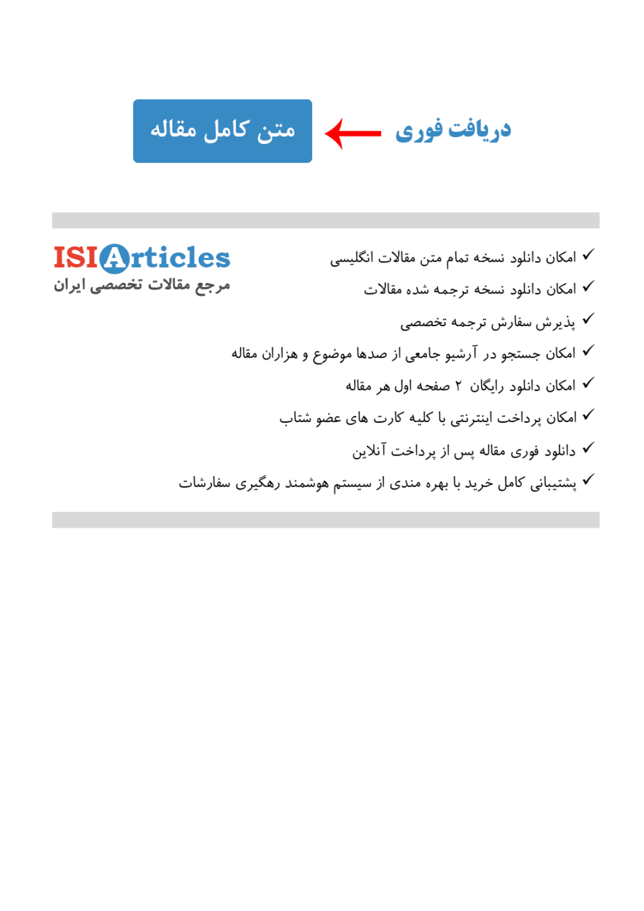دریافت فوری ← **متن کامل مقاله**

**ISIArticles**
مرجع مقالات تخصصی ایران

- ✓ امکان دانلود نسخه تمام متن مقالات انگلیسی
- ✓ امکان دانلود نسخه ترجمه شده مقالات
- ✓ پذیرش سفارش ترجمه تخصصی
- ✓ امکان جستجو در آرشیو جامعی از صدها موضوع و هزاران مقاله
- ✓ امکان دانلود رایگان ۲ صفحه اول هر مقاله
- ✓ امکان پرداخت اینترنتی با کلیه کارت های عضو شتاب
- ✓ دانلود فوری مقاله پس از پرداخت آنلاین
- ✓ پشتیبانی کامل خرید با بهره مندی از سیستم هوشمند رهگیری سفارشات